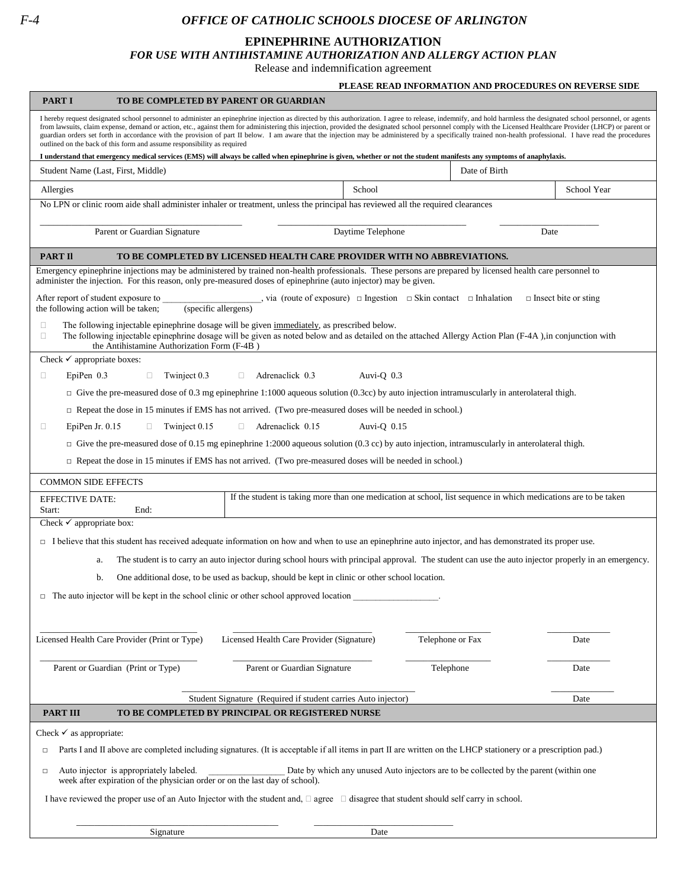F-4

# OFFICE OF CATHOLIC SCHOOLS DIOCESE OF ARLINGTON

## EPINEPHRINE AUTHORIZATION

### *FOR USE WITH ANTIHISTAMINE AUTHORIZATION AND ALLERGY ACTION PLAN*

Release and indemnification agreement

**PLEASE READ INFORMATION AND PROCEDURES ON REVERSE SIDE**

**PART I TO BE COMPLETED BY PARENT OR GUARDIAN**

I hereby request designated school personnel to administer an epinephrine injection as directed by this authorization. I agree to release, indemnify, and hold harmless the designated school personnel, or agents from lawsuits, claim expense, demand or action, etc., against them for administering this injection, provided the designated school personnel comply with the Licensed Healthcare Provider (LHCP) or parent or guardian orders set forth in accordance with the provision of part II below. I am aware that the injection may be administered by a specifically trained non-health professional. I have read the procedures outlined on the back of this form and assume responsibility as required

**I understand that emergency medical services (EMS) will always be called when epinephrine is given, whether or not the student manifests any symptoms of anaphylaxis.**

| Student Name (Last, First, Middle) | | Date of Birth |
|---|---|---|
| Allergies | School | School Year |

No LPN or clinic room aide shall administer inhaler or treatment, unless the principal has reviewed all the required clearances

\_\_\_\_\_\_\_\_\_\_\_\_\_\_\_\_\_\_\_\_\_\_\_\_\_\_ Parent or Guardian Signature &nbsp;&nbsp; \_\_\_\_\_\_\_\_\_\_\_\_\_\_\_\_\_\_\_\_\_\_\_\_\_\_ Daytime Telephone &nbsp;&nbsp; \_\_\_\_\_\_\_\_\_\_\_\_\_\_ Date

**PART II TO BE COMPLETED BY LICENSED HEALTH CARE PROVIDER WITH NO ABBREVIATIONS.**

Emergency epinephrine injections may be administered by trained non-health professionals. These persons are prepared by licensed health care personnel to administer the injection. For this reason, only pre-measured doses of epinephrine (auto injector) may be given.

After report of student exposure to \_\_\_\_\_\_\_\_\_\_\_\_\_\_\_\_\_\_\_\_ (specific allergens), via (route of exposure) □ Ingestion □ Skin contact □ Inhalation □ Insect bite or sting the following action will be taken;

- □ The following injectable epinephrine dosage will be given <u>immediately</u>, as prescribed below.
- □ The following injectable epinephrine dosage will be given as noted below and as detailed on the attached Allergy Action Plan (F-4A ),in conjunction with the Antihistamine Authorization Form (F-4B )

Check ✓ appropriate boxes:

□ EpiPen 0.3 &nbsp; □ Twinject 0.3 &nbsp; □ Adrenaclick 0.3 &nbsp; Auvi-Q 0.3

- □ Give the pre-measured dose of 0.3 mg epinephrine 1:1000 aqueous solution (0.3cc) by auto injection intramuscularly in anterolateral thigh.
- □ Repeat the dose in 15 minutes if EMS has not arrived. (Two pre-measured doses will be needed in school.)

□ EpiPen Jr. 0.15 &nbsp; □ Twinject 0.15 &nbsp; □ Adrenaclick 0.15 &nbsp; Auvi-Q 0.15

- □ Give the pre-measured dose of 0.15 mg epinephrine 1:2000 aqueous solution (0.3 cc) by auto injection, intramuscularly in anterolateral thigh.
- □ Repeat the dose in 15 minutes if EMS has not arrived. (Two pre-measured doses will be needed in school.)

COMMON SIDE EFFECTS

| EFFECTIVE DATE: Start: End: | If the student is taking more than one medication at school, list sequence in which medications are to be taken |
|---|---|

Check ✓ appropriate box:

□ I believe that this student has received adequate information on how and when to use an epinephrine auto injector, and has demonstrated its proper use.

a. The student is to carry an auto injector during school hours with principal approval. The student can use the auto injector properly in an emergency.

b. One additional dose, to be used as backup, should be kept in clinic or other school location.

□ The auto injector will be kept in the school clinic or other school approved location \_\_\_\_\_\_\_\_\_\_\_\_\_\_\_\_\_\_.

| Licensed Health Care Provider (Print or Type) | Licensed Health Care Provider (Signature) | Telephone or Fax | Date |
|---|---|---|---|
| Parent or Guardian (Print or Type) | Parent or Guardian Signature | Telephone | Date |

\_\_\_\_\_\_\_\_\_\_\_\_\_\_\_\_\_\_\_\_\_\_\_\_\_\_\_\_\_\_ Student Signature (Required if student carries Auto injector) &nbsp;&nbsp; \_\_\_\_\_\_\_\_\_\_ Date

**PART III TO BE COMPLETED BY PRINCIPAL OR REGISTERED NURSE**

Check ✓ as appropriate:

□ Parts I and II above are completed including signatures. (It is acceptable if all items in part II are written on the LHCP stationery or a prescription pad.)

□ Auto injector is appropriately labeled. \_\_\_\_\_\_\_\_\_\_\_\_\_\_\_\_ Date by which any unused Auto injectors are to be collected by the parent (within one week after expiration of the physician order or on the last day of school).

I have reviewed the proper use of an Auto Injector with the student and, □ agree □ disagree that student should self carry in school.

\_\_\_\_\_\_\_\_\_\_\_\_\_\_\_\_\_\_\_\_\_\_\_\_\_\_\_\_\_\_ Signature &nbsp;&nbsp; \_\_\_\_\_\_\_\_\_\_\_\_\_\_\_\_\_\_\_\_ Date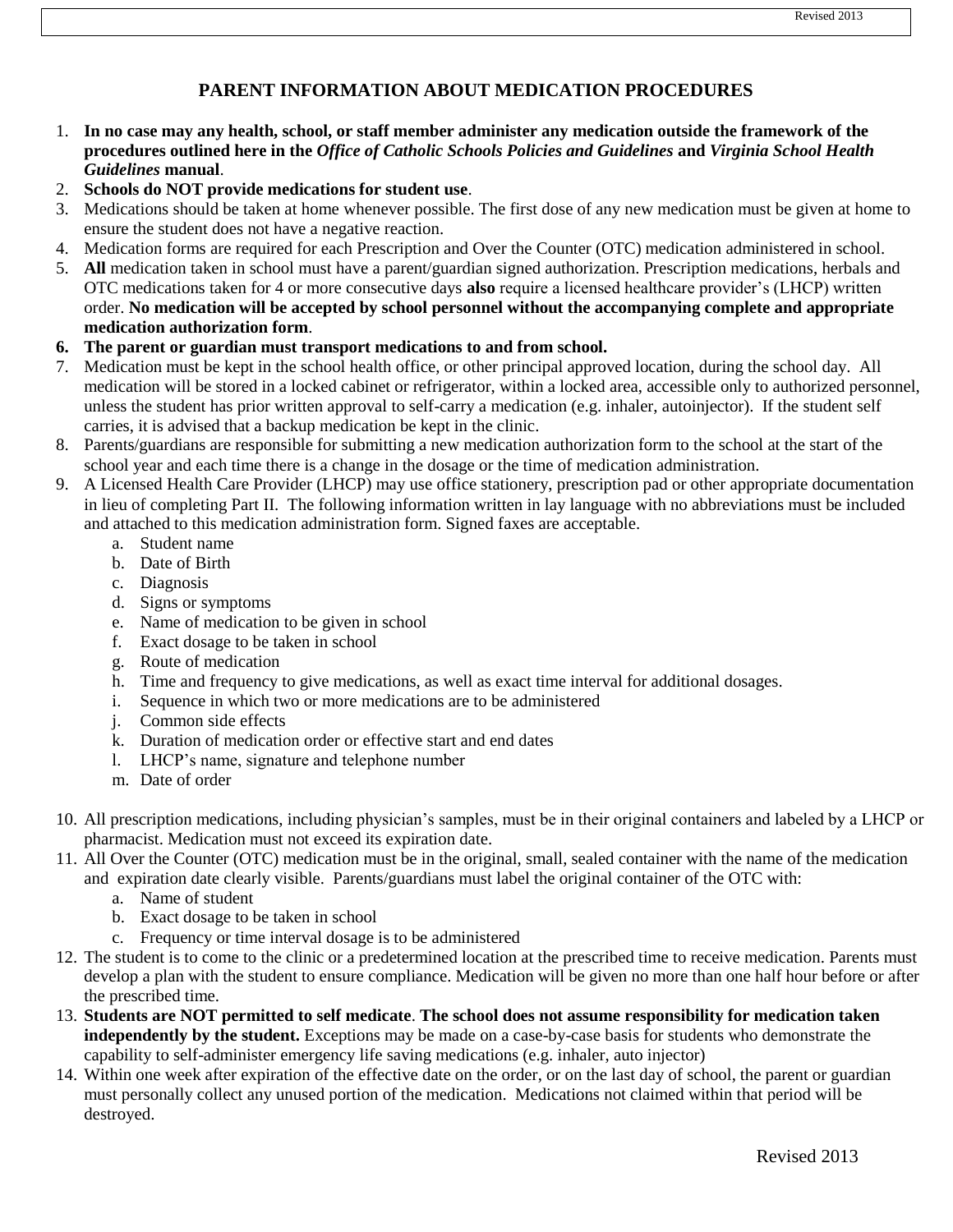# PARENT INFORMATION ABOUT MEDICATION PROCEDURES

1. **In no case may any health, school, or staff member administer any medication outside the framework of the procedures outlined here in the** ***Office of Catholic Schools Policies and Guidelines*** **and** ***Virginia School Health Guidelines*** **manual**.
2. **Schools do NOT provide medications for student use**.
3. Medications should be taken at home whenever possible. The first dose of any new medication must be given at home to ensure the student does not have a negative reaction.
4. Medication forms are required for each Prescription and Over the Counter (OTC) medication administered in school.
5. **All** medication taken in school must have a parent/guardian signed authorization. Prescription medications, herbals and OTC medications taken for 4 or more consecutive days **also** require a licensed healthcare provider's (LHCP) written order. **No medication will be accepted by school personnel without the accompanying complete and appropriate medication authorization form**.
6. **The parent or guardian must transport medications to and from school.**
7. Medication must be kept in the school health office, or other principal approved location, during the school day. All medication will be stored in a locked cabinet or refrigerator, within a locked area, accessible only to authorized personnel, unless the student has prior written approval to self-carry a medication (e.g. inhaler, autoinjector). If the student self carries, it is advised that a backup medication be kept in the clinic.
8. Parents/guardians are responsible for submitting a new medication authorization form to the school at the start of the school year and each time there is a change in the dosage or the time of medication administration.
9. A Licensed Health Care Provider (LHCP) may use office stationery, prescription pad or other appropriate documentation in lieu of completing Part II. The following information written in lay language with no abbreviations must be included and attached to this medication administration form. Signed faxes are acceptable.
   a. Student name
   b. Date of Birth
   c. Diagnosis
   d. Signs or symptoms
   e. Name of medication to be given in school
   f. Exact dosage to be taken in school
   g. Route of medication
   h. Time and frequency to give medications, as well as exact time interval for additional dosages.
   i. Sequence in which two or more medications are to be administered
   j. Common side effects
   k. Duration of medication order or effective start and end dates
   l. LHCP's name, signature and telephone number
   m. Date of order
10. All prescription medications, including physician's samples, must be in their original containers and labeled by a LHCP or pharmacist. Medication must not exceed its expiration date.
11. All Over the Counter (OTC) medication must be in the original, small, sealed container with the name of the medication and expiration date clearly visible. Parents/guardians must label the original container of the OTC with:
    a. Name of student
    b. Exact dosage to be taken in school
    c. Frequency or time interval dosage is to be administered
12. The student is to come to the clinic or a predetermined location at the prescribed time to receive medication. Parents must develop a plan with the student to ensure compliance. Medication will be given no more than one half hour before or after the prescribed time.
13. **Students are NOT permitted to self medicate**. **The school does not assume responsibility for medication taken independently by the student.** Exceptions may be made on a case-by-case basis for students who demonstrate the capability to self-administer emergency life saving medications (e.g. inhaler, auto injector)
14. Within one week after expiration of the effective date on the order, or on the last day of school, the parent or guardian must personally collect any unused portion of the medication. Medications not claimed within that period will be destroyed.